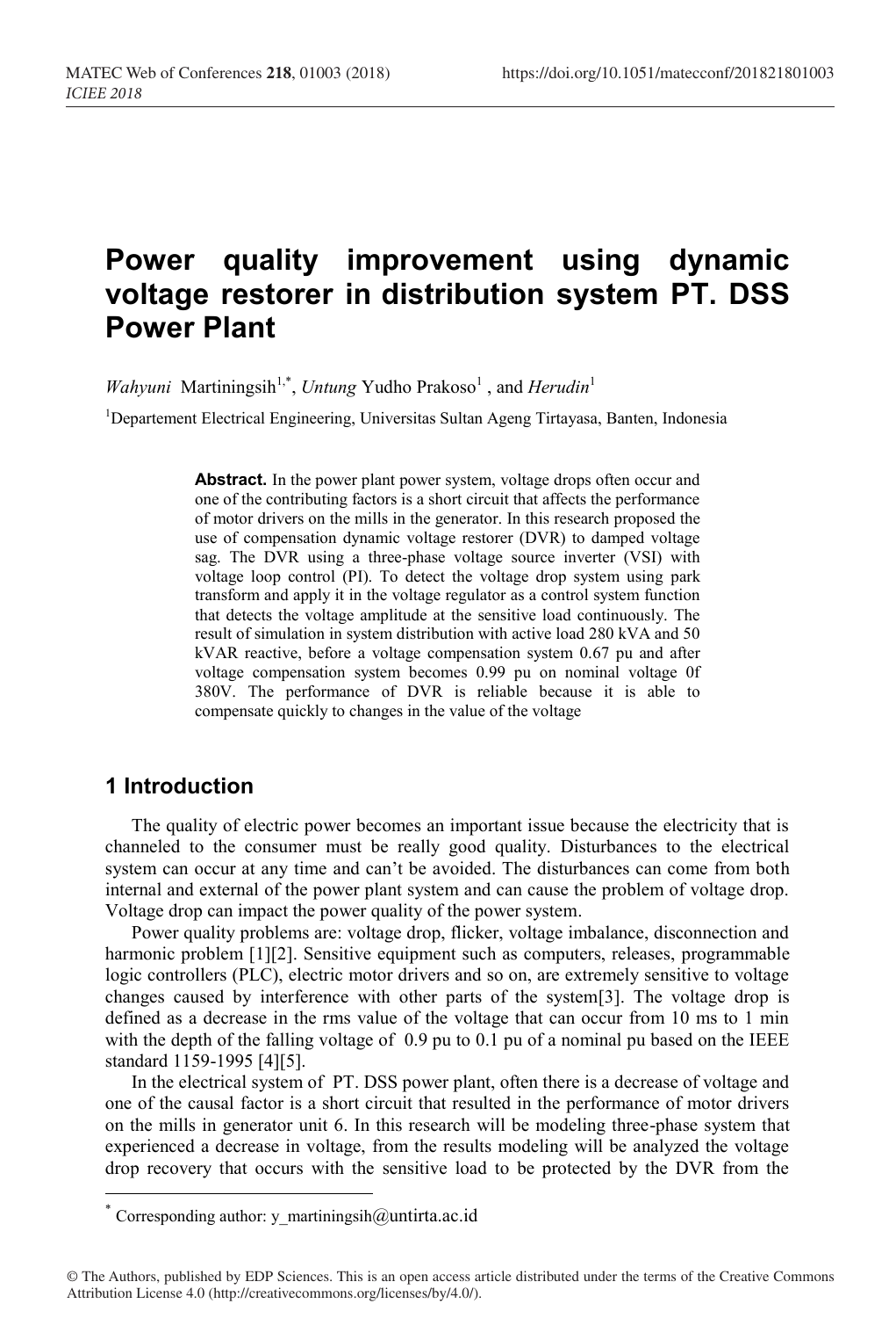# Power quality improvement using dynamic voltage restorer in distribution system PT. DSS Power Plant

*Wahyuni* Martiningsih[1,*], *Untung* Yudho Prakoso[1] , and *Herudin*[1]

[1]Departement Electrical Engineering, Universitas Sultan Ageng Tirtayasa, Banten, Indonesia

**Abstract.** In the power plant power system, voltage drops often occur and one of the contributing factors is a short circuit that affects the performance of motor drivers on the mills in the generator. In this research proposed the use of compensation dynamic voltage restorer (DVR) to damped voltage sag. The DVR using a three-phase voltage source inverter (VSI) with voltage loop control (PI). To detect the voltage drop system using park transform and apply it in the voltage regulator as a control system function that detects the voltage amplitude at the sensitive load continuously. The result of simulation in system distribution with active load 280 kVA and 50 kVAR reactive, before a voltage compensation system 0.67 pu and after voltage compensation system becomes 0.99 pu on nominal voltage 0f 380V. The performance of DVR is reliable because it is able to compensate quickly to changes in the value of the voltage

## 1 Introduction

The quality of electric power becomes an important issue because the electricity that is channeled to the consumer must be really good quality. Disturbances to the electrical system can occur at any time and can't be avoided. The disturbances can come from both internal and external of the power plant system and can cause the problem of voltage drop. Voltage drop can impact the power quality of the power system.

Power quality problems are: voltage drop, flicker, voltage imbalance, disconnection and harmonic problem [1][2]. Sensitive equipment such as computers, releases, programmable logic controllers (PLC), electric motor drivers and so on, are extremely sensitive to voltage changes caused by interference with other parts of the system[3]. The voltage drop is defined as a decrease in the rms value of the voltage that can occur from 10 ms to 1 min with the depth of the falling voltage of 0.9 pu to 0.1 pu of a nominal pu based on the IEEE standard 1159-1995 [4][5].

In the electrical system of PT. DSS power plant, often there is a decrease of voltage and one of the causal factor is a short circuit that resulted in the performance of motor drivers on the mills in generator unit 6. In this research will be modeling three-phase system that experienced a decrease in voltage, from the results modeling will be analyzed the voltage drop recovery that occurs with the sensitive load to be protected by the DVR from the

* Corresponding author: y_martiningsih@untirta.ac.id

© The Authors, published by EDP Sciences. This is an open access article distributed under the terms of the Creative Commons Attribution License 4.0 (http://creativecommons.org/licenses/by/4.0/).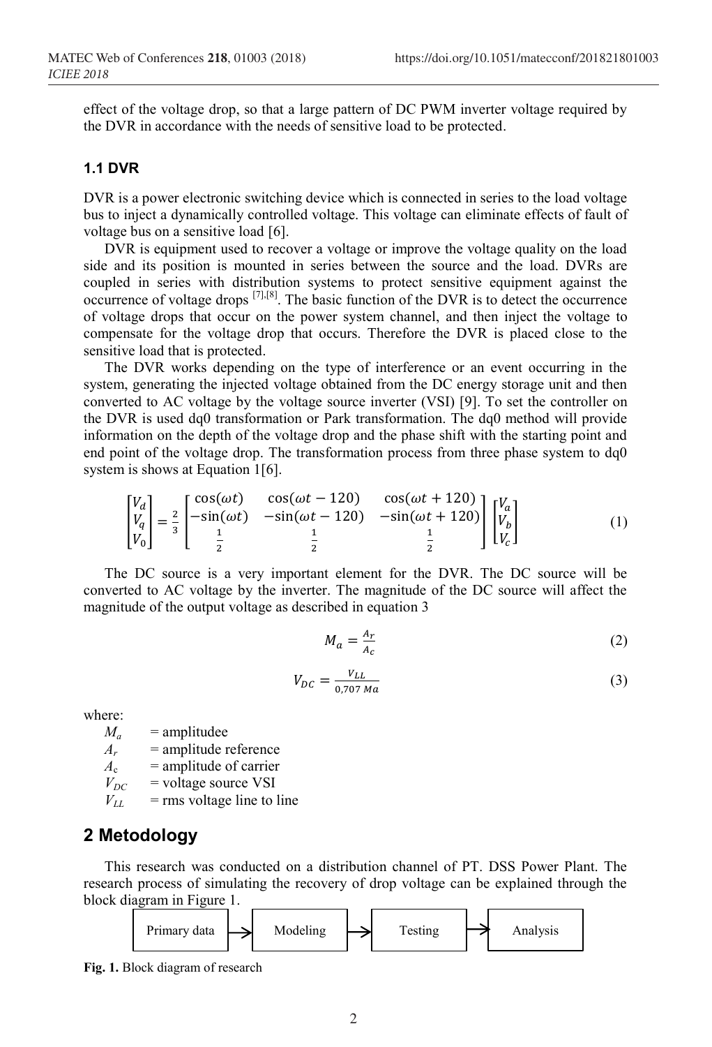effect of the voltage drop, so that a large pattern of DC PWM inverter voltage required by the DVR in accordance with the needs of sensitive load to be protected.

### 1.1 DVR

DVR is a power electronic switching device which is connected in series to the load voltage bus to inject a dynamically controlled voltage. This voltage can eliminate effects of fault of voltage bus on a sensitive load [6].

DVR is equipment used to recover a voltage or improve the voltage quality on the load side and its position is mounted in series between the source and the load. DVRs are coupled in series with distribution systems to protect sensitive equipment against the occurrence of voltage drops [7],[8]. The basic function of the DVR is to detect the occurrence of voltage drops that occur on the power system channel, and then inject the voltage to compensate for the voltage drop that occurs. Therefore the DVR is placed close to the sensitive load that is protected.

The DVR works depending on the type of interference or an event occurring in the system, generating the injected voltage obtained from the DC energy storage unit and then converted to AC voltage by the voltage source inverter (VSI) [9]. To set the controller on the DVR is used dq0 transformation or Park transformation. The dq0 method will provide information on the depth of the voltage drop and the phase shift with the starting point and end point of the voltage drop. The transformation process from three phase system to dq0 system is shows at Equation 1[6].

$$\begin{bmatrix} V_d \\ V_q \\ V_0 \end{bmatrix} = \frac{2}{3} \begin{bmatrix} \cos(\omega t) & \cos(\omega t - 120) & \cos(\omega t + 120) \\ -\sin(\omega t) & -\sin(\omega t - 120) & -\sin(\omega t + 120) \\ \frac{1}{2} & \frac{1}{2} & \frac{1}{2} \end{bmatrix} \begin{bmatrix} V_a \\ V_b \\ V_c \end{bmatrix} \tag{1}$$

The DC source is a very important element for the DVR. The DC source will be converted to AC voltage by the inverter. The magnitude of the DC source will affect the magnitude of the output voltage as described in equation 3

$$M_a = \frac{A_r}{A_c} \tag{2}$$

$$V_{DC} = \frac{V_{LL}}{0{,}707\, Ma} \tag{3}$$

where:

- $M_a$ = amplitudee
- $A_r$ = amplitude reference
- $A_c$ = amplitude of carrier
- $V_{DC}$ = voltage source VSI
- $V_{LL}$ = rms voltage line to line

## 2 Metodology

This research was conducted on a distribution channel of PT. DSS Power Plant. The research process of simulating the recovery of drop voltage can be explained through the block diagram in Figure 1.

Primary data → Modeling → Testing → Analysis

**Fig. 1.** Block diagram of research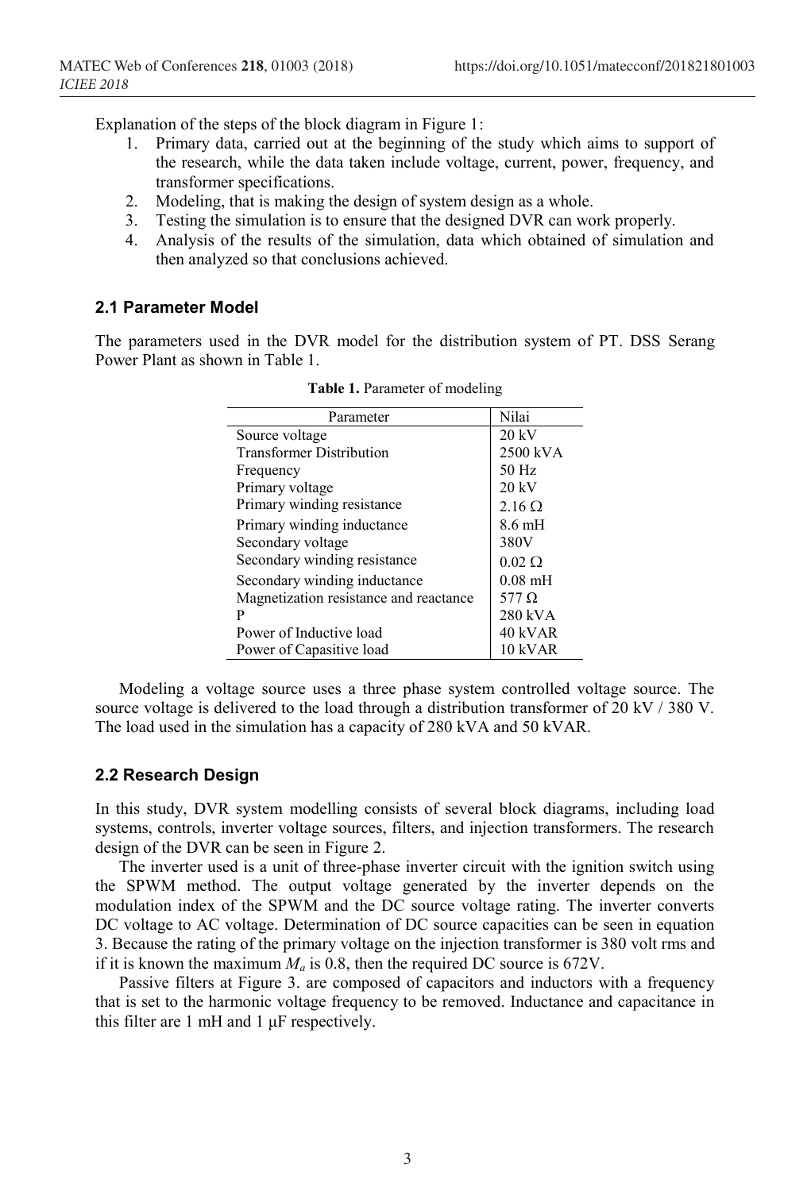Explanation of the steps of the block diagram in Figure 1:

1. Primary data, carried out at the beginning of the study which aims to support of the research, while the data taken include voltage, current, power, frequency, and transformer specifications.
2. Modeling, that is making the design of system design as a whole.
3. Testing the simulation is to ensure that the designed DVR can work properly.
4. Analysis of the results of the simulation, data which obtained of simulation and then analyzed so that conclusions achieved.

### 2.1 Parameter Model

The parameters used in the DVR model for the distribution system of PT. DSS Serang Power Plant as shown in Table 1.

**Table 1.** Parameter of modeling

| Parameter | Nilai |
|---|---|
| Source voltage | 20 kV |
| Transformer Distribution | 2500 kVA |
| Frequency | 50 Hz |
| Primary voltage | 20 kV |
| Primary winding resistance | 2.16 Ω |
| Primary winding inductance | 8.6 mH |
| Secondary voltage | 380V |
| Secondary winding resistance | 0.02 Ω |
| Secondary winding inductance | 0.08 mH |
| Magnetization resistance and reactance | 577 Ω |
| P | 280 kVA |
| Power of Inductive load | 40 kVAR |
| Power of Capasitive load | 10 kVAR |

Modeling a voltage source uses a three phase system controlled voltage source. The source voltage is delivered to the load through a distribution transformer of 20 kV / 380 V. The load used in the simulation has a capacity of 280 kVA and 50 kVAR.

### 2.2 Research Design

In this study, DVR system modelling consists of several block diagrams, including load systems, controls, inverter voltage sources, filters, and injection transformers. The research design of the DVR can be seen in Figure 2.

The inverter used is a unit of three-phase inverter circuit with the ignition switch using the SPWM method. The output voltage generated by the inverter depends on the modulation index of the SPWM and the DC source voltage rating. The inverter converts DC voltage to AC voltage. Determination of DC source capacities can be seen in equation 3. Because the rating of the primary voltage on the injection transformer is 380 volt rms and if it is known the maximum $M_a$ is 0.8, then the required DC source is 672V.

Passive filters at Figure 3. are composed of capacitors and inductors with a frequency that is set to the harmonic voltage frequency to be removed. Inductance and capacitance in this filter are 1 mH and 1 µF respectively.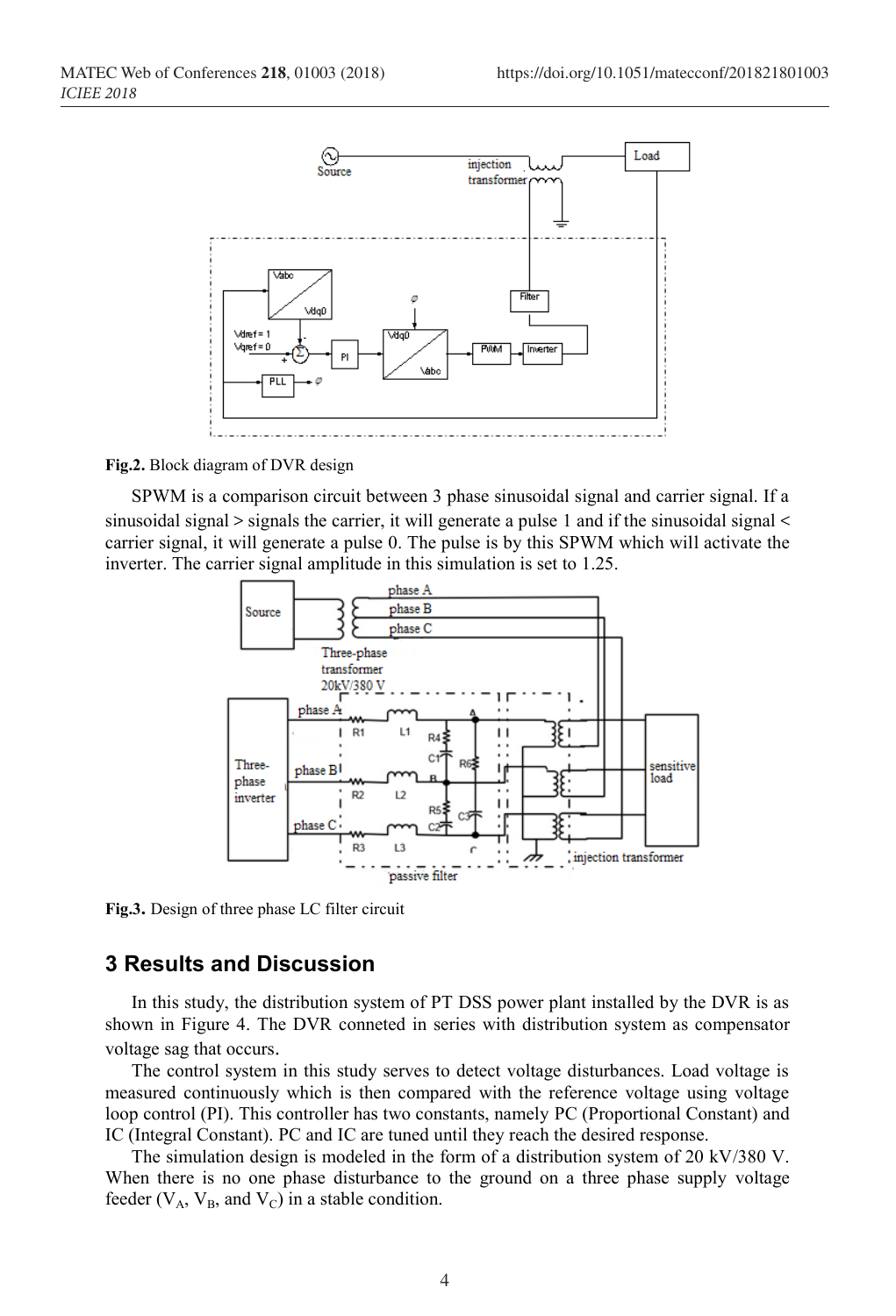**Fig.2.** Block diagram of DVR design

SPWM is a comparison circuit between 3 phase sinusoidal signal and carrier signal. If a sinusoidal signal > signals the carrier, it will generate a pulse 1 and if the sinusoidal signal < carrier signal, it will generate a pulse 0. The pulse is by this SPWM which will activate the inverter. The carrier signal amplitude in this simulation is set to 1.25.

**Fig.3.** Design of three phase LC filter circuit

## 3 Results and Discussion

In this study, the distribution system of PT DSS power plant installed by the DVR is as shown in Figure 4. The DVR conneted in series with distribution system as compensator voltage sag that occurs.

The control system in this study serves to detect voltage disturbances. Load voltage is measured continuously which is then compared with the reference voltage using voltage loop control (PI). This controller has two constants, namely PC (Proportional Constant) and IC (Integral Constant). PC and IC are tuned until they reach the desired response.

The simulation design is modeled in the form of a distribution system of 20 kV/380 V. When there is no one phase disturbance to the ground on a three phase supply voltage feeder ($V_A$, $V_B$, and $V_C$) in a stable condition.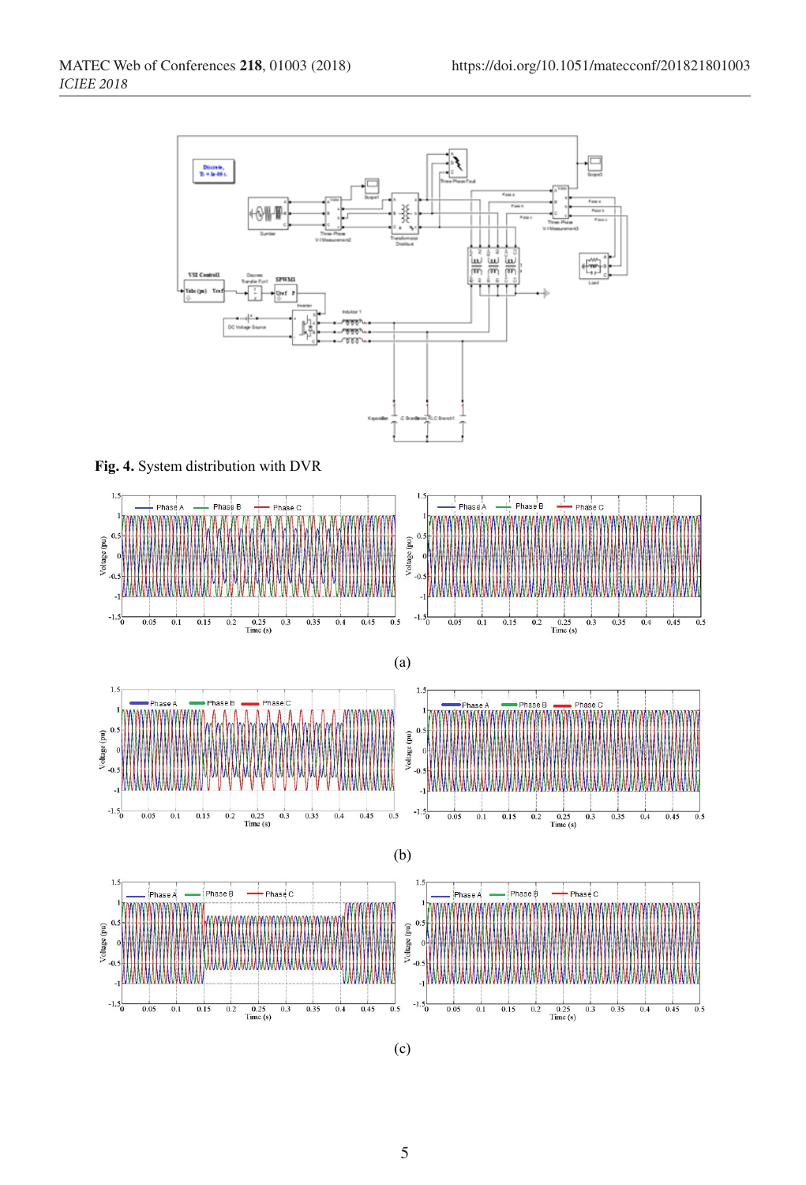**Fig. 4.** System distribution with DVR

(a)

(b)

(c)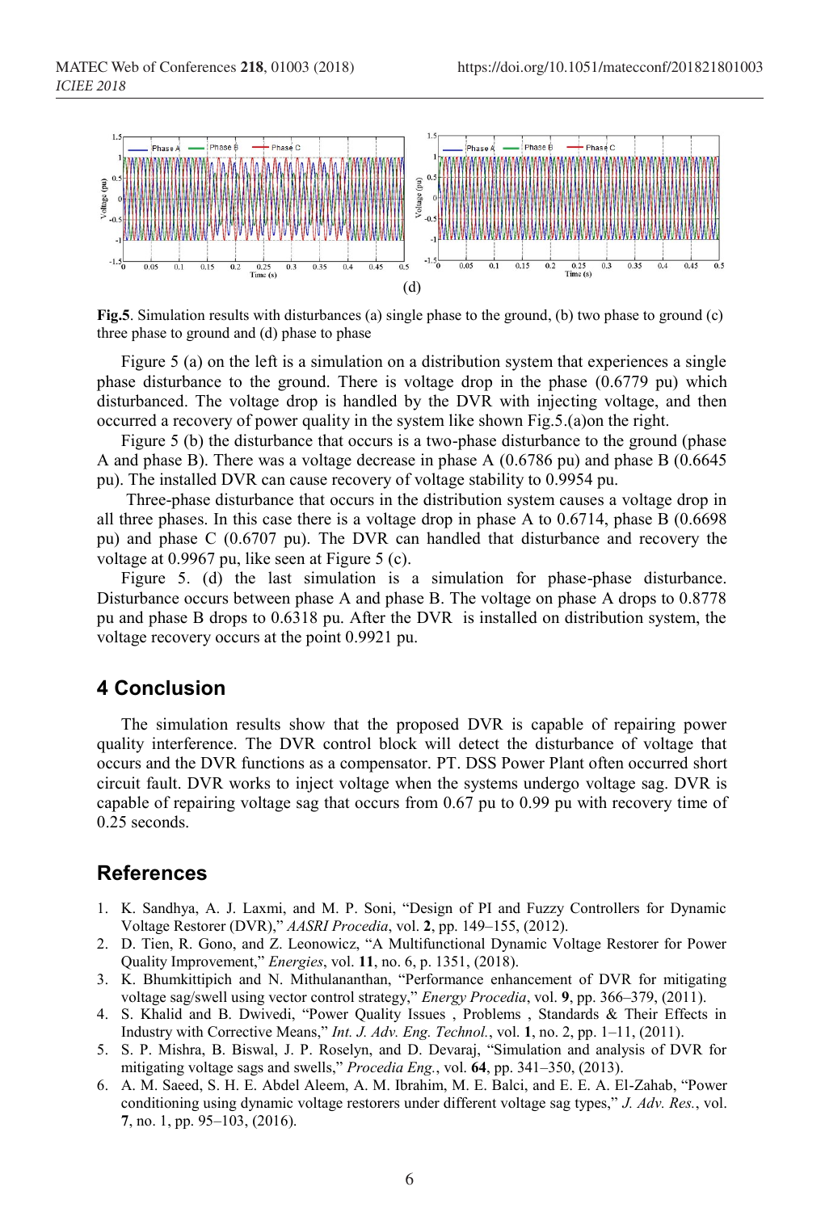(d)

**Fig.5**. Simulation results with disturbances (a) single phase to the ground, (b) two phase to ground (c) three phase to ground and (d) phase to phase

Figure 5 (a) on the left is a simulation on a distribution system that experiences a single phase disturbance to the ground. There is voltage drop in the phase (0.6779 pu) which disturbanced. The voltage drop is handled by the DVR with injecting voltage, and then occurred a recovery of power quality in the system like shown Fig.5.(a)on the right.

Figure 5 (b) the disturbance that occurs is a two-phase disturbance to the ground (phase A and phase B). There was a voltage decrease in phase A (0.6786 pu) and phase B (0.6645 pu). The installed DVR can cause recovery of voltage stability to 0.9954 pu.

Three-phase disturbance that occurs in the distribution system causes a voltage drop in all three phases. In this case there is a voltage drop in phase A to 0.6714, phase B (0.6698 pu) and phase C (0.6707 pu). The DVR can handled that disturbance and recovery the voltage at 0.9967 pu, like seen at Figure 5 (c).

Figure 5. (d) the last simulation is a simulation for phase-phase disturbance. Disturbance occurs between phase A and phase B. The voltage on phase A drops to 0.8778 pu and phase B drops to 0.6318 pu. After the DVR is installed on distribution system, the voltage recovery occurs at the point 0.9921 pu.

## 4 Conclusion

The simulation results show that the proposed DVR is capable of repairing power quality interference. The DVR control block will detect the disturbance of voltage that occurs and the DVR functions as a compensator. PT. DSS Power Plant often occurred short circuit fault. DVR works to inject voltage when the systems undergo voltage sag. DVR is capable of repairing voltage sag that occurs from 0.67 pu to 0.99 pu with recovery time of 0.25 seconds.

## References

1. K. Sandhya, A. J. Laxmi, and M. P. Soni, "Design of PI and Fuzzy Controllers for Dynamic Voltage Restorer (DVR)," *AASRI Procedia*, vol. **2**, pp. 149–155, (2012).
2. D. Tien, R. Gono, and Z. Leonowicz, "A Multifunctional Dynamic Voltage Restorer for Power Quality Improvement," *Energies*, vol. **11**, no. 6, p. 1351, (2018).
3. K. Bhumkittipich and N. Mithulananthan, "Performance enhancement of DVR for mitigating voltage sag/swell using vector control strategy," *Energy Procedia*, vol. **9**, pp. 366–379, (2011).
4. S. Khalid and B. Dwivedi, "Power Quality Issues , Problems , Standards & Their Effects in Industry with Corrective Means," *Int. J. Adv. Eng. Technol.*, vol. **1**, no. 2, pp. 1–11, (2011).
5. S. P. Mishra, B. Biswal, J. P. Roselyn, and D. Devaraj, "Simulation and analysis of DVR for mitigating voltage sags and swells," *Procedia Eng.*, vol. **64**, pp. 341–350, (2013).
6. A. M. Saeed, S. H. E. Abdel Aleem, A. M. Ibrahim, M. E. Balci, and E. E. A. El-Zahab, "Power conditioning using dynamic voltage restorers under different voltage sag types," *J. Adv. Res.*, vol. **7**, no. 1, pp. 95–103, (2016).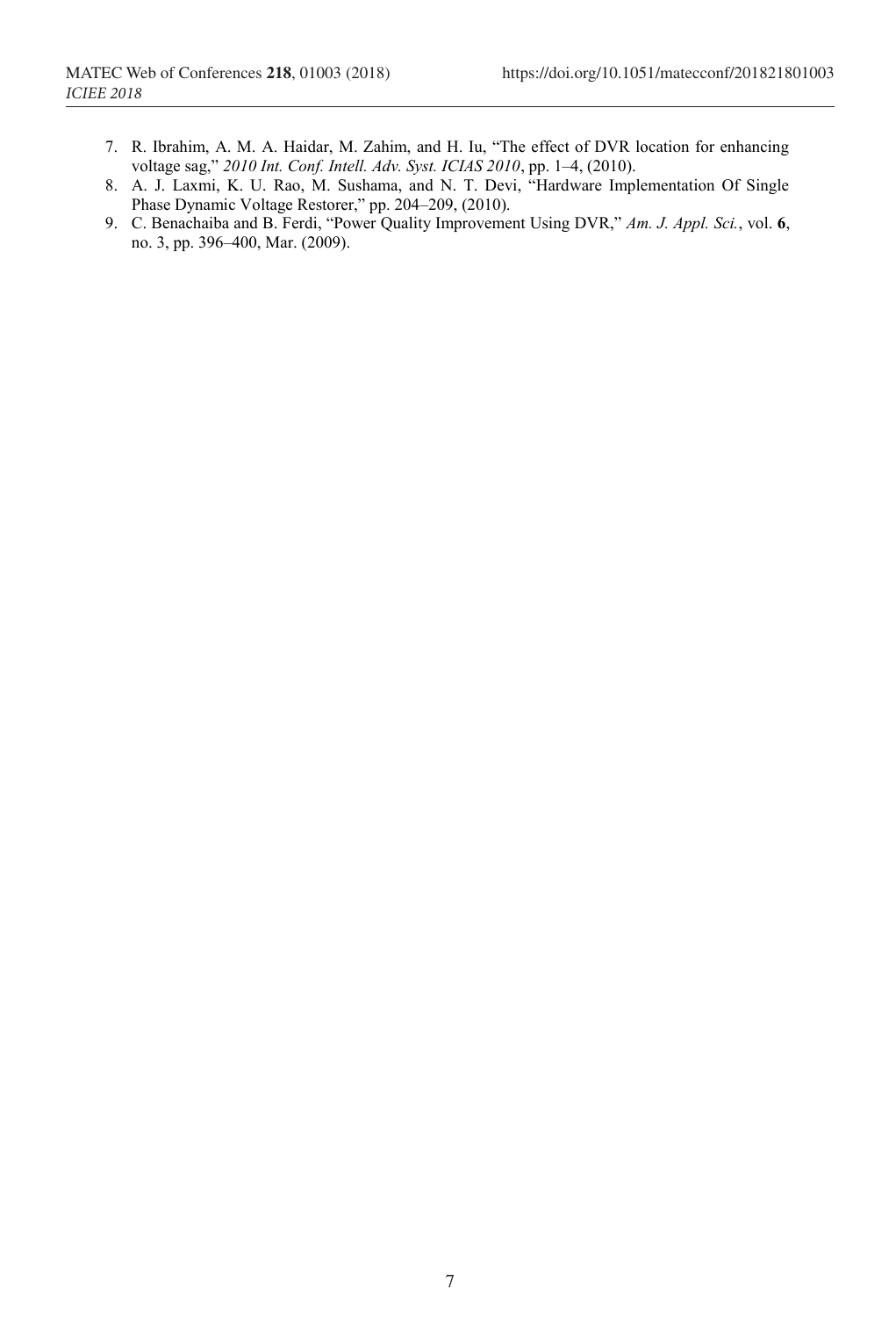7. R. Ibrahim, A. M. A. Haidar, M. Zahim, and H. Iu, "The effect of DVR location for enhancing voltage sag," *2010 Int. Conf. Intell. Adv. Syst. ICIAS 2010*, pp. 1–4, (2010).
8. A. J. Laxmi, K. U. Rao, M. Sushama, and N. T. Devi, "Hardware Implementation Of Single Phase Dynamic Voltage Restorer," pp. 204–209, (2010).
9. C. Benachaiba and B. Ferdi, "Power Quality Improvement Using DVR," *Am. J. Appl. Sci.*, vol. **6**, no. 3, pp. 396–400, Mar. (2009).